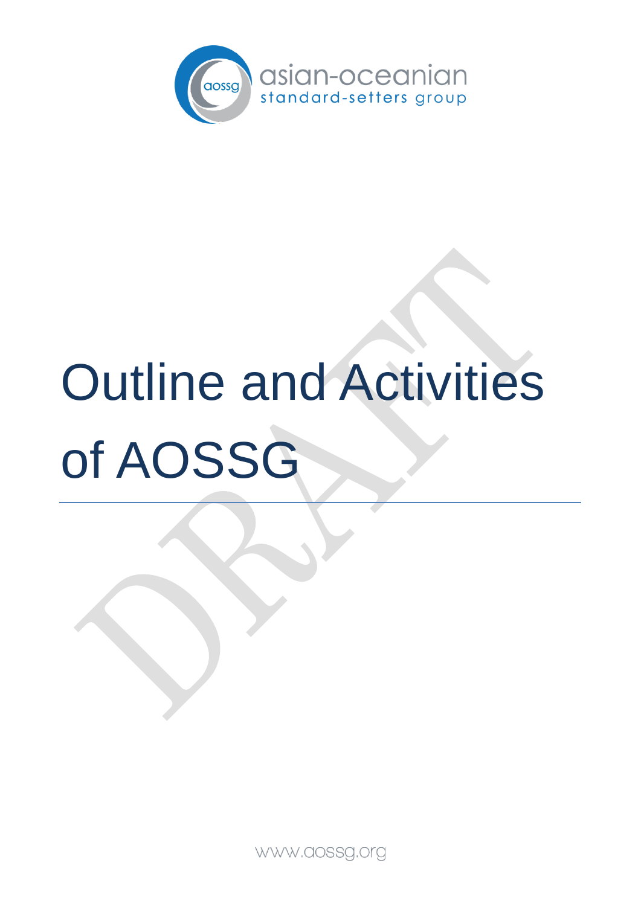asian-oceanian standard-setters group

# Outline and Activities of AOSSG

DRAFT

www.aossg.org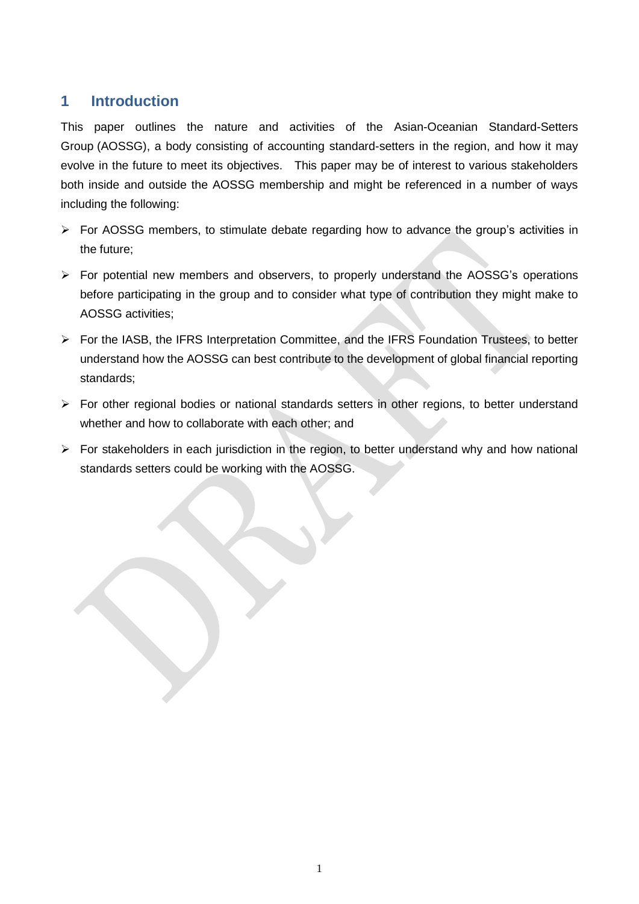## 1 Introduction

This paper outlines the nature and activities of the Asian-Oceanian Standard-Setters Group (AOSSG), a body consisting of accounting standard-setters in the region, and how it may evolve in the future to meet its objectives. This paper may be of interest to various stakeholders both inside and outside the AOSSG membership and might be referenced in a number of ways including the following:

- For AOSSG members, to stimulate debate regarding how to advance the group's activities in the future;
- For potential new members and observers, to properly understand the AOSSG's operations before participating in the group and to consider what type of contribution they might make to AOSSG activities;
- For the IASB, the IFRS Interpretation Committee, and the IFRS Foundation Trustees, to better understand how the AOSSG can best contribute to the development of global financial reporting standards;
- For other regional bodies or national standards setters in other regions, to better understand whether and how to collaborate with each other; and
- For stakeholders in each jurisdiction in the region, to better understand why and how national standards setters could be working with the AOSSG.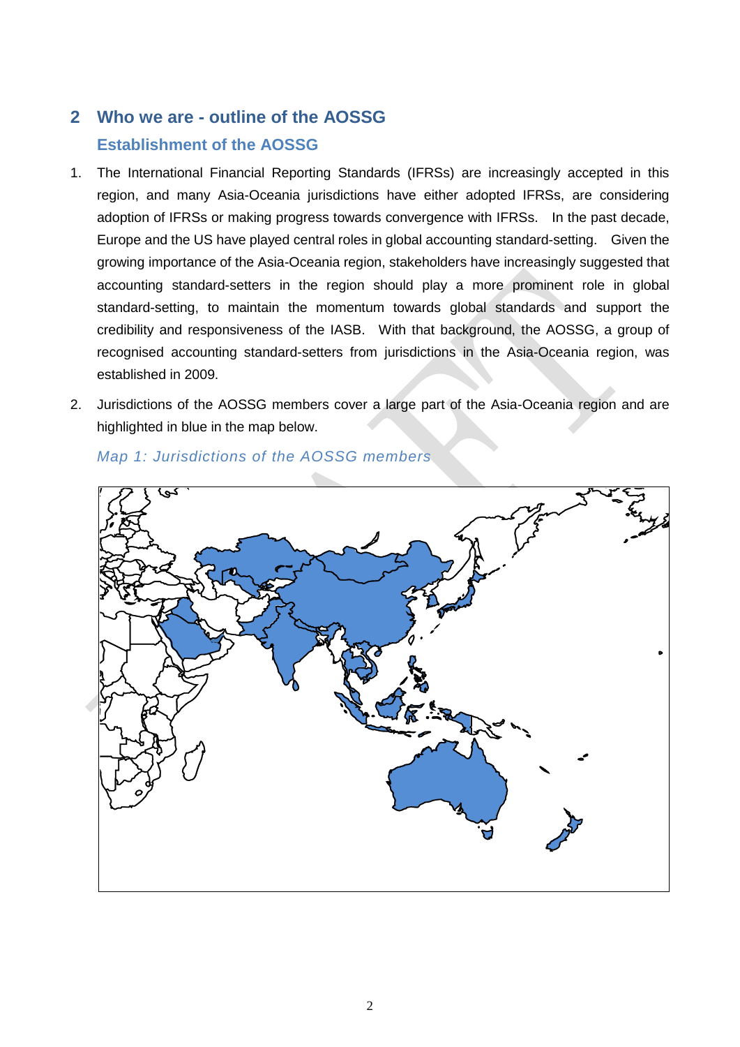## 2 Who we are - outline of the AOSSG

### Establishment of the AOSSG

1. The International Financial Reporting Standards (IFRSs) are increasingly accepted in this region, and many Asia-Oceania jurisdictions have either adopted IFRSs, are considering adoption of IFRSs or making progress towards convergence with IFRSs. In the past decade, Europe and the US have played central roles in global accounting standard-setting. Given the growing importance of the Asia-Oceania region, stakeholders have increasingly suggested that accounting standard-setters in the region should play a more prominent role in global standard-setting, to maintain the momentum towards global standards and support the credibility and responsiveness of the IASB. With that background, the AOSSG, a group of recognised accounting standard-setters from jurisdictions in the Asia-Oceania region, was established in 2009.

2. Jurisdictions of the AOSSG members cover a large part of the Asia-Oceania region and are highlighted in blue in the map below.

*Map 1: Jurisdictions of the AOSSG members*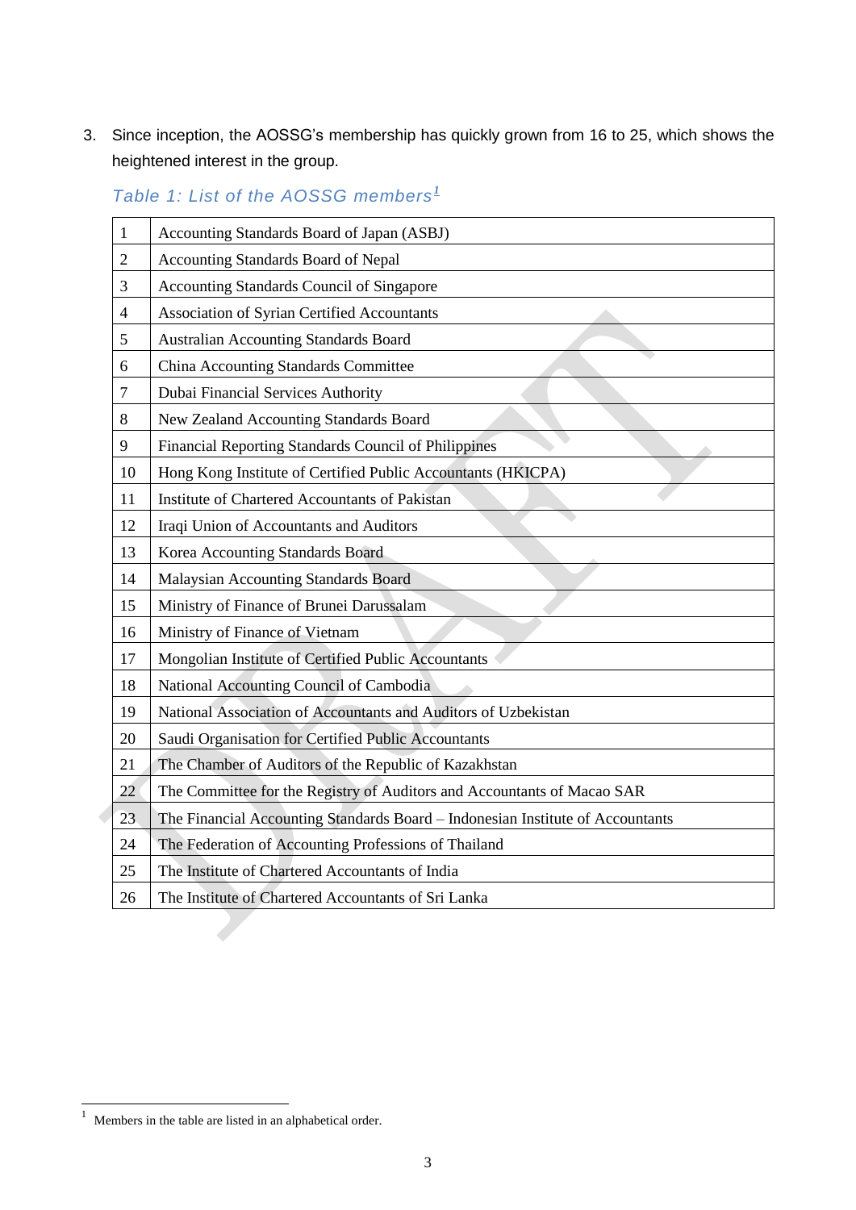3. Since inception, the AOSSG's membership has quickly grown from 16 to 25, which shows the heightened interest in the group.

*Table 1: List of the AOSSG members*[1]

| | |
|---|---|
| 1 | Accounting Standards Board of Japan (ASBJ) |
| 2 | Accounting Standards Board of Nepal |
| 3 | Accounting Standards Council of Singapore |
| 4 | Association of Syrian Certified Accountants |
| 5 | Australian Accounting Standards Board |
| 6 | China Accounting Standards Committee |
| 7 | Dubai Financial Services Authority |
| 8 | New Zealand Accounting Standards Board |
| 9 | Financial Reporting Standards Council of Philippines |
| 10 | Hong Kong Institute of Certified Public Accountants (HKICPA) |
| 11 | Institute of Chartered Accountants of Pakistan |
| 12 | Iraqi Union of Accountants and Auditors |
| 13 | Korea Accounting Standards Board |
| 14 | Malaysian Accounting Standards Board |
| 15 | Ministry of Finance of Brunei Darussalam |
| 16 | Ministry of Finance of Vietnam |
| 17 | Mongolian Institute of Certified Public Accountants |
| 18 | National Accounting Council of Cambodia |
| 19 | National Association of Accountants and Auditors of Uzbekistan |
| 20 | Saudi Organisation for Certified Public Accountants |
| 21 | The Chamber of Auditors of the Republic of Kazakhstan |
| 22 | The Committee for the Registry of Auditors and Accountants of Macao SAR |
| 23 | The Financial Accounting Standards Board – Indonesian Institute of Accountants |
| 24 | The Federation of Accounting Professions of Thailand |
| 25 | The Institute of Chartered Accountants of India |
| 26 | The Institute of Chartered Accountants of Sri Lanka |

[1] Members in the table are listed in an alphabetical order.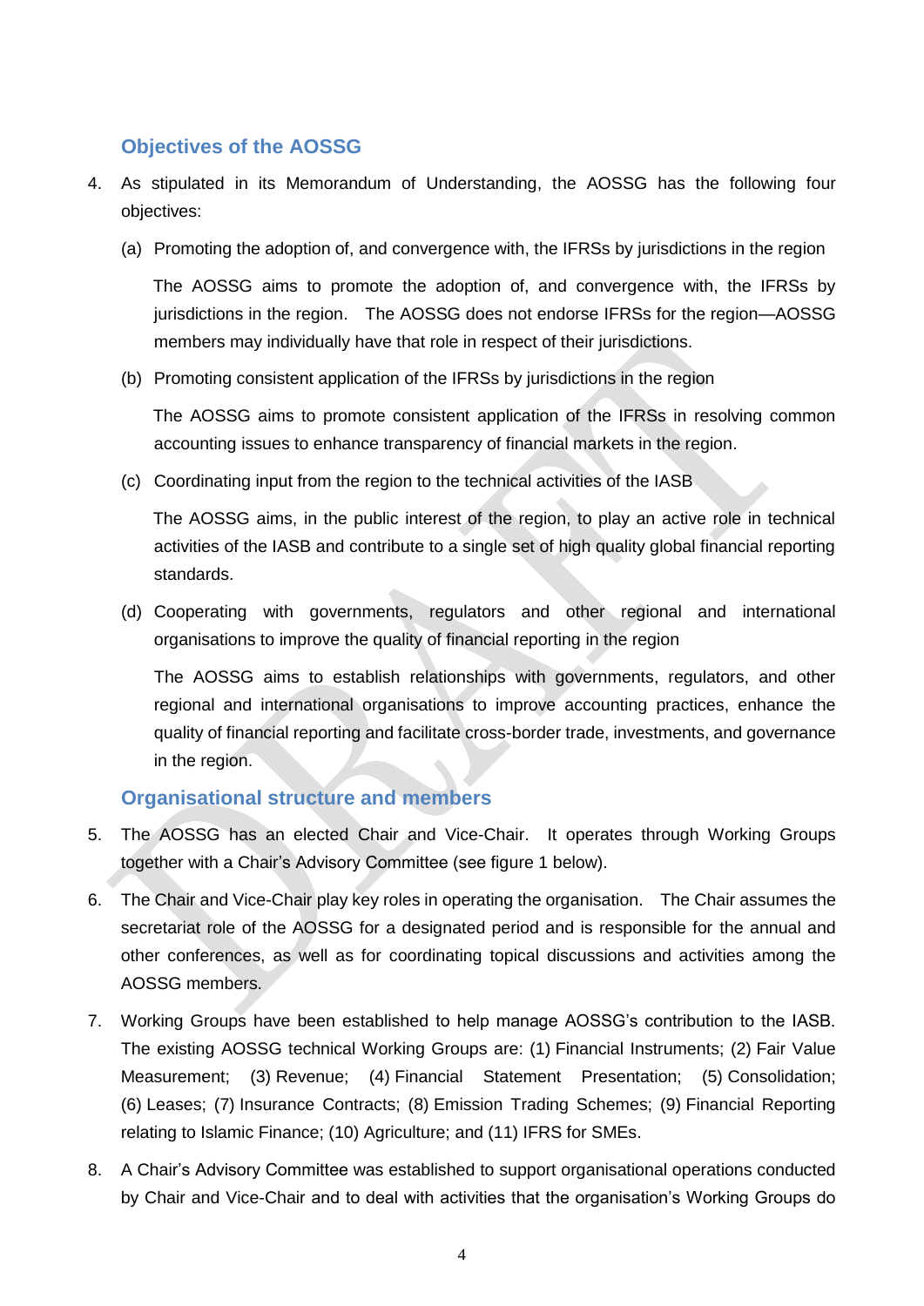## Objectives of the AOSSG

4. As stipulated in its Memorandum of Understanding, the AOSSG has the following four objectives:

   (a) Promoting the adoption of, and convergence with, the IFRSs by jurisdictions in the region

   The AOSSG aims to promote the adoption of, and convergence with, the IFRSs by jurisdictions in the region. The AOSSG does not endorse IFRSs for the region—AOSSG members may individually have that role in respect of their jurisdictions.

   (b) Promoting consistent application of the IFRSs by jurisdictions in the region

   The AOSSG aims to promote consistent application of the IFRSs in resolving common accounting issues to enhance transparency of financial markets in the region.

   (c) Coordinating input from the region to the technical activities of the IASB

   The AOSSG aims, in the public interest of the region, to play an active role in technical activities of the IASB and contribute to a single set of high quality global financial reporting standards.

   (d) Cooperating with governments, regulators and other regional and international organisations to improve the quality of financial reporting in the region

   The AOSSG aims to establish relationships with governments, regulators, and other regional and international organisations to improve accounting practices, enhance the quality of financial reporting and facilitate cross-border trade, investments, and governance in the region.

## Organisational structure and members

5. The AOSSG has an elected Chair and Vice-Chair. It operates through Working Groups together with a Chair's Advisory Committee (see figure 1 below).

6. The Chair and Vice-Chair play key roles in operating the organisation. The Chair assumes the secretariat role of the AOSSG for a designated period and is responsible for the annual and other conferences, as well as for coordinating topical discussions and activities among the AOSSG members.

7. Working Groups have been established to help manage AOSSG's contribution to the IASB. The existing AOSSG technical Working Groups are: (1) Financial Instruments; (2) Fair Value Measurement; (3) Revenue; (4) Financial Statement Presentation; (5) Consolidation; (6) Leases; (7) Insurance Contracts; (8) Emission Trading Schemes; (9) Financial Reporting relating to Islamic Finance; (10) Agriculture; and (11) IFRS for SMEs.

8. A Chair's Advisory Committee was established to support organisational operations conducted by Chair and Vice-Chair and to deal with activities that the organisation's Working Groups do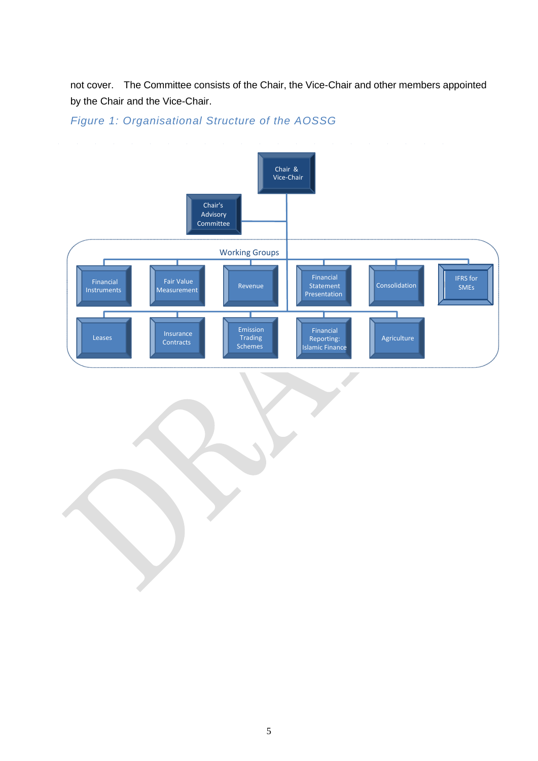not cover. The Committee consists of the Chair, the Vice-Chair and other members appointed by the Chair and the Vice-Chair.

*Figure 1: Organisational Structure of the AOSSG*

Chair & Vice-Chair

Chair's Advisory Committee

Working Groups

Financial Instruments | Fair Value Measurement | Revenue | Financial Statement Presentation | Consolidation | IFRS for SMEs

Leases | Insurance Contracts | Emission Trading Schemes | Financial Reporting: Islamic Finance | Agriculture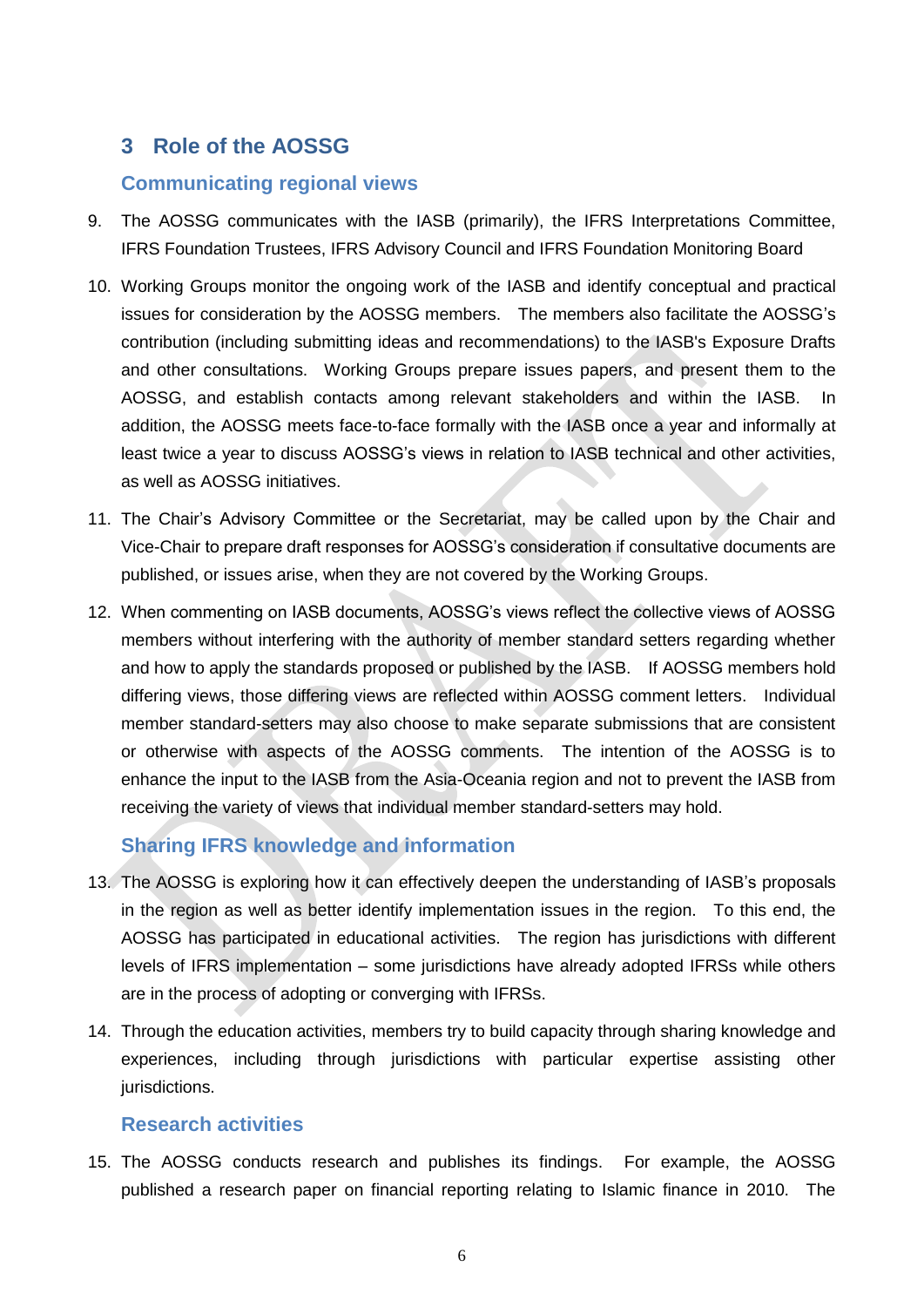## 3 Role of the AOSSG

### Communicating regional views

9. The AOSSG communicates with the IASB (primarily), the IFRS Interpretations Committee, IFRS Foundation Trustees, IFRS Advisory Council and IFRS Foundation Monitoring Board

10. Working Groups monitor the ongoing work of the IASB and identify conceptual and practical issues for consideration by the AOSSG members. The members also facilitate the AOSSG's contribution (including submitting ideas and recommendations) to the IASB's Exposure Drafts and other consultations. Working Groups prepare issues papers, and present them to the AOSSG, and establish contacts among relevant stakeholders and within the IASB. In addition, the AOSSG meets face-to-face formally with the IASB once a year and informally at least twice a year to discuss AOSSG's views in relation to IASB technical and other activities, as well as AOSSG initiatives.

11. The Chair's Advisory Committee or the Secretariat, may be called upon by the Chair and Vice-Chair to prepare draft responses for AOSSG's consideration if consultative documents are published, or issues arise, when they are not covered by the Working Groups.

12. When commenting on IASB documents, AOSSG's views reflect the collective views of AOSSG members without interfering with the authority of member standard setters regarding whether and how to apply the standards proposed or published by the IASB. If AOSSG members hold differing views, those differing views are reflected within AOSSG comment letters. Individual member standard-setters may also choose to make separate submissions that are consistent or otherwise with aspects of the AOSSG comments. The intention of the AOSSG is to enhance the input to the IASB from the Asia-Oceania region and not to prevent the IASB from receiving the variety of views that individual member standard-setters may hold.

### Sharing IFRS knowledge and information

13. The AOSSG is exploring how it can effectively deepen the understanding of IASB's proposals in the region as well as better identify implementation issues in the region. To this end, the AOSSG has participated in educational activities. The region has jurisdictions with different levels of IFRS implementation – some jurisdictions have already adopted IFRSs while others are in the process of adopting or converging with IFRSs.

14. Through the education activities, members try to build capacity through sharing knowledge and experiences, including through jurisdictions with particular expertise assisting other jurisdictions.

### Research activities

15. The AOSSG conducts research and publishes its findings. For example, the AOSSG published a research paper on financial reporting relating to Islamic finance in 2010. The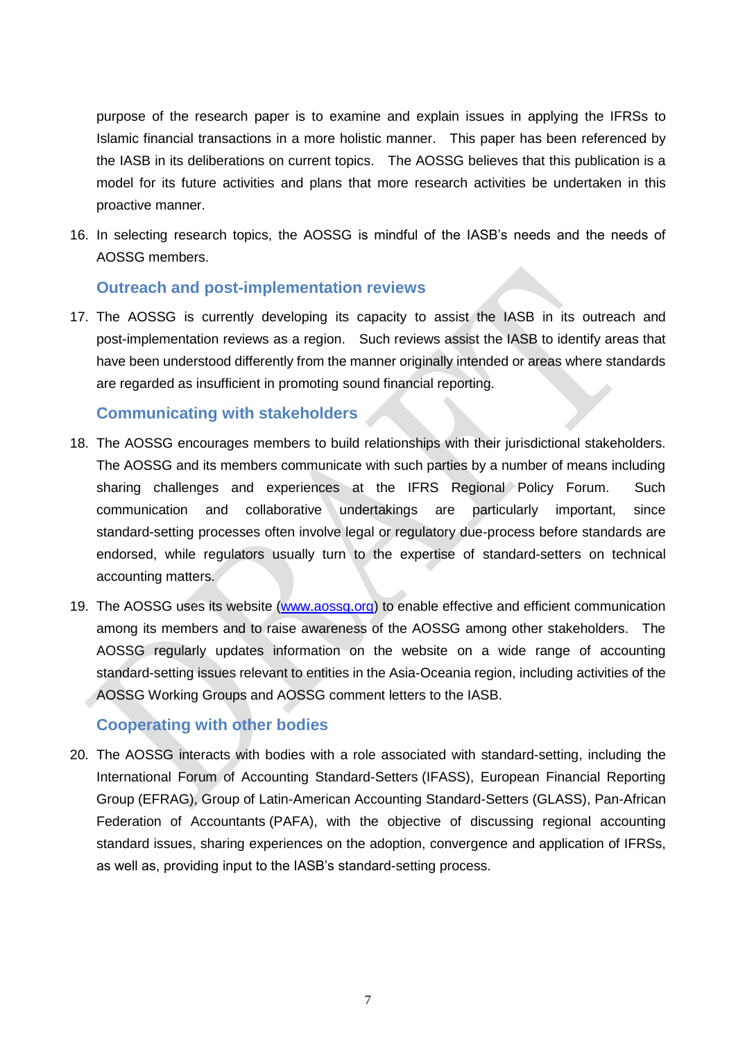purpose of the research paper is to examine and explain issues in applying the IFRSs to Islamic financial transactions in a more holistic manner. This paper has been referenced by the IASB in its deliberations on current topics. The AOSSG believes that this publication is a model for its future activities and plans that more research activities be undertaken in this proactive manner.

16. In selecting research topics, the AOSSG is mindful of the IASB's needs and the needs of AOSSG members.

### Outreach and post-implementation reviews

17. The AOSSG is currently developing its capacity to assist the IASB in its outreach and post-implementation reviews as a region. Such reviews assist the IASB to identify areas that have been understood differently from the manner originally intended or areas where standards are regarded as insufficient in promoting sound financial reporting.

### Communicating with stakeholders

18. The AOSSG encourages members to build relationships with their jurisdictional stakeholders. The AOSSG and its members communicate with such parties by a number of means including sharing challenges and experiences at the IFRS Regional Policy Forum. Such communication and collaborative undertakings are particularly important, since standard-setting processes often involve legal or regulatory due-process before standards are endorsed, while regulators usually turn to the expertise of standard-setters on technical accounting matters.

19. The AOSSG uses its website (www.aossg.org) to enable effective and efficient communication among its members and to raise awareness of the AOSSG among other stakeholders. The AOSSG regularly updates information on the website on a wide range of accounting standard-setting issues relevant to entities in the Asia-Oceania region, including activities of the AOSSG Working Groups and AOSSG comment letters to the IASB.

### Cooperating with other bodies

20. The AOSSG interacts with bodies with a role associated with standard-setting, including the International Forum of Accounting Standard-Setters (IFASS), European Financial Reporting Group (EFRAG), Group of Latin-American Accounting Standard-Setters (GLASS), Pan-African Federation of Accountants (PAFA), with the objective of discussing regional accounting standard issues, sharing experiences on the adoption, convergence and application of IFRSs, as well as, providing input to the IASB's standard-setting process.